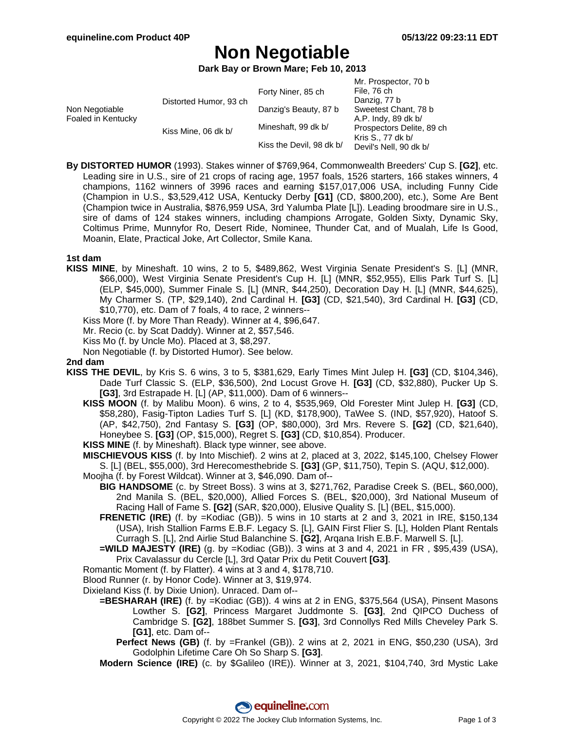# Non Negotiable

**Dark Bay or Brown Mare; Feb 10, 2013**

| | | | |
|---|---|---|---|
| Non Negotiable Foaled in Kentucky | Distorted Humor, 93 ch | Forty Niner, 85 ch | Mr. Prospector, 70 b |
| | | | File, 76 ch |
| | | Danzig's Beauty, 87 b | Danzig, 77 b |
| | | | Sweetest Chant, 78 b |
| | Kiss Mine, 06 dk b/ | Mineshaft, 99 dk b/ | A.P. Indy, 89 dk b/ |
| | | | Prospectors Delite, 89 ch |
| | | Kiss the Devil, 98 dk b/ | Kris S., 77 dk b/ |
| | | | Devil's Nell, 90 dk b/ |

**By DISTORTED HUMOR** (1993). Stakes winner of $769,964, Commonwealth Breeders' Cup S. **[G2]**, etc. Leading sire in U.S., sire of 21 crops of racing age, 1957 foals, 1526 starters, 166 stakes winners, 4 champions, 1162 winners of 3996 races and earning $157,017,006 USA, including Funny Cide (Champion in U.S., $3,529,412 USA, Kentucky Derby **[G1]** (CD, $800,200), etc.), Some Are Bent (Champion twice in Australia, $876,959 USA, 3rd Yalumba Plate [L]). Leading broodmare sire in U.S., sire of dams of 124 stakes winners, including champions Arrogate, Golden Sixty, Dynamic Sky, Coltimus Prime, Munnyfor Ro, Desert Ride, Nominee, Thunder Cat, and of Mualah, Life Is Good, Moanin, Elate, Practical Joke, Art Collector, Smile Kana.

### 1st dam

**KISS MINE**, by Mineshaft. 10 wins, 2 to 5, $489,862, West Virginia Senate President's S. [L] (MNR, $66,000), West Virginia Senate President's Cup H. [L] (MNR, $52,955), Ellis Park Turf S. [L] (ELP, $45,000), Summer Finale S. [L] (MNR, $44,250), Decoration Day H. [L] (MNR, $44,625), My Charmer S. (TP, $29,140), 2nd Cardinal H. **[G3]** (CD, $21,540), 3rd Cardinal H. **[G3]** (CD, $10,770), etc. Dam of 7 foals, 4 to race, 2 winners--

- Kiss More (f. by More Than Ready). Winner at 4, $96,647.
- Mr. Recio (c. by Scat Daddy). Winner at 2, $57,546.
- Kiss Mo (f. by Uncle Mo). Placed at 3, $8,297.
- Non Negotiable (f. by Distorted Humor). See below.

### 2nd dam

**KISS THE DEVIL**, by Kris S. 6 wins, 3 to 5, $381,629, Early Times Mint Julep H. **[G3]** (CD, $104,346), Dade Turf Classic S. (ELP, $36,500), 2nd Locust Grove H. **[G3]** (CD, $32,880), Pucker Up S. **[G3]**, 3rd Estrapade H. [L] (AP, $11,000). Dam of 6 winners--

- **KISS MOON** (f. by Malibu Moon). 6 wins, 2 to 4, $535,969, Old Forester Mint Julep H. **[G3]** (CD, $58,280), Fasig-Tipton Ladies Turf S. [L] (KD, $178,900), TaWee S. (IND, $57,920), Hatoof S. (AP, $42,750), 2nd Fantasy S. **[G3]** (OP, $80,000), 3rd Mrs. Revere S. **[G2]** (CD, $21,640), Honeybee S. **[G3]** (OP, $15,000), Regret S. **[G3]** (CD, $10,854). Producer.
- **KISS MINE** (f. by Mineshaft). Black type winner, see above.
- **MISCHIEVOUS KISS** (f. by Into Mischief). 2 wins at 2, placed at 3, 2022, $145,100, Chelsey Flower S. [L] (BEL, $55,000), 3rd Herecomesthebride S. **[G3]** (GP, $11,750), Tepin S. (AQU, $12,000).
- Moojha (f. by Forest Wildcat). Winner at 3, $46,090. Dam of--
  - **BIG HANDSOME** (c. by Street Boss). 3 wins at 3, $271,762, Paradise Creek S. (BEL, $60,000), 2nd Manila S. (BEL, $20,000), Allied Forces S. (BEL, $20,000), 3rd National Museum of Racing Hall of Fame S. **[G2]** (SAR, $20,000), Elusive Quality S. [L] (BEL, $15,000).
  - **FRENETIC (IRE)** (f. by =Kodiac (GB)). 5 wins in 10 starts at 2 and 3, 2021 in IRE, $150,134 (USA), Irish Stallion Farms E.B.F. Legacy S. [L], GAIN First Flier S. [L], Holden Plant Rentals Curragh S. [L], 2nd Airlie Stud Balanchine S. **[G2]**, Arqana Irish E.B.F. Marwell S. [L].
  - **=WILD MAJESTY (IRE)** (g. by =Kodiac (GB)). 3 wins at 3 and 4, 2021 in FR , $95,439 (USA), Prix Cavalassur du Cercle [L], 3rd Qatar Prix du Petit Couvert **[G3]**.
- Romantic Moment (f. by Flatter). 4 wins at 3 and 4, $178,710.
- Blood Runner (r. by Honor Code). Winner at 3, $19,974.
- Dixieland Kiss (f. by Dixie Union). Unraced. Dam of--
  - **=BESHARAH (IRE)** (f. by =Kodiac (GB)). 4 wins at 2 in ENG, $375,564 (USA), Pinsent Masons Lowther S. **[G2]**, Princess Margaret Juddmonte S. **[G3]**, 2nd QIPCO Duchess of Cambridge S. **[G2]**, 188bet Summer S. **[G3]**, 3rd Connollys Red Mills Cheveley Park S. **[G1]**, etc. Dam of--
    - **Perfect News (GB)** (f. by =Frankel (GB)). 2 wins at 2, 2021 in ENG, $50,230 (USA), 3rd Godolphin Lifetime Care Oh So Sharp S. **[G3]**.
  - **Modern Science (IRE)** (c. by $Galileo (IRE)). Winner at 3, 2021, $104,740, 3rd Mystic Lake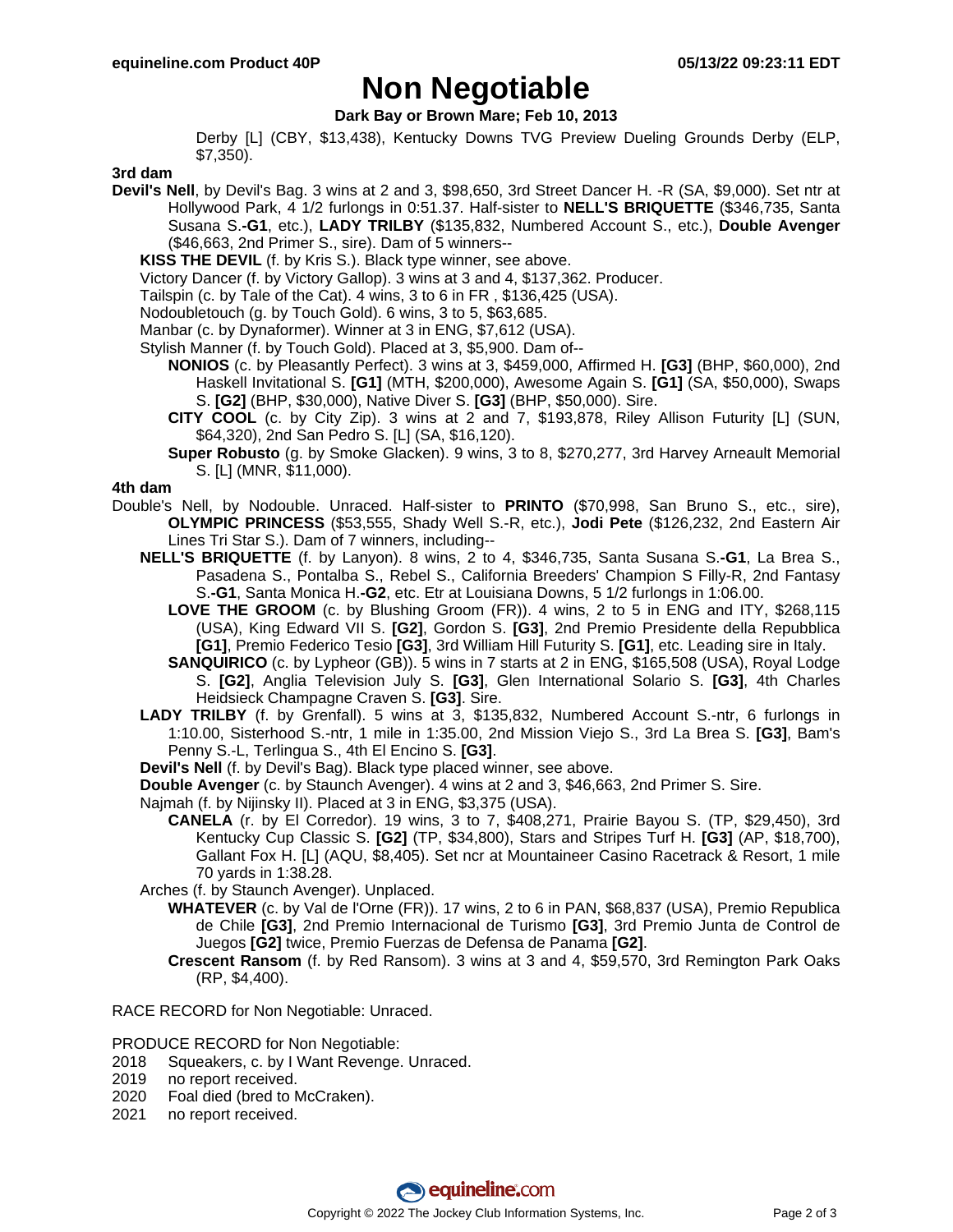# Non Negotiable

**Dark Bay or Brown Mare; Feb 10, 2013**

Derby [L] (CBY, $13,438), Kentucky Downs TVG Preview Dueling Grounds Derby (ELP, $7,350).

### 3rd dam

**Devil's Nell**, by Devil's Bag. 3 wins at 2 and 3, $98,650, 3rd Street Dancer H. -R (SA, $9,000). Set ntr at Hollywood Park, 4 1/2 furlongs in 0:51.37. Half-sister to **NELL'S BRIQUETTE** ($346,735, Santa Susana S.**-G1**, etc.), **LADY TRILBY** ($135,832, Numbered Account S., etc.), **Double Avenger** ($46,663, 2nd Primer S., sire). Dam of 5 winners--

**KISS THE DEVIL** (f. by Kris S.). Black type winner, see above.

Victory Dancer (f. by Victory Gallop). 3 wins at 3 and 4, $137,362. Producer.

Tailspin (c. by Tale of the Cat). 4 wins, 3 to 6 in FR , $136,425 (USA).

Nodoubletouch (g. by Touch Gold). 6 wins, 3 to 5, $63,685.

Manbar (c. by Dynaformer). Winner at 3 in ENG, $7,612 (USA).

Stylish Manner (f. by Touch Gold). Placed at 3, $5,900. Dam of--

**NONIOS** (c. by Pleasantly Perfect). 3 wins at 3, $459,000, Affirmed H. **[G3]** (BHP, $60,000), 2nd Haskell Invitational S. **[G1]** (MTH, $200,000), Awesome Again S. **[G1]** (SA, $50,000), Swaps S. **[G2]** (BHP, $30,000), Native Diver S. **[G3]** (BHP, $50,000). Sire.

**CITY COOL** (c. by City Zip). 3 wins at 2 and 7, $193,878, Riley Allison Futurity [L] (SUN, $64,320), 2nd San Pedro S. [L] (SA, $16,120).

**Super Robusto** (g. by Smoke Glacken). 9 wins, 3 to 8, $270,277, 3rd Harvey Arneault Memorial S. [L] (MNR, $11,000).

### 4th dam

Double's Nell, by Nodouble. Unraced. Half-sister to **PRINTO** ($70,998, San Bruno S., etc., sire), **OLYMPIC PRINCESS** ($53,555, Shady Well S.-R, etc.), **Jodi Pete** ($126,232, 2nd Eastern Air Lines Tri Star S.). Dam of 7 winners, including--

**NELL'S BRIQUETTE** (f. by Lanyon). 8 wins, 2 to 4, $346,735, Santa Susana S.**-G1**, La Brea S., Pasadena S., Pontalba S., Rebel S., California Breeders' Champion S Filly-R, 2nd Fantasy S.**-G1**, Santa Monica H.**-G2**, etc. Etr at Louisiana Downs, 5 1/2 furlongs in 1:06.00.

**LOVE THE GROOM** (c. by Blushing Groom (FR)). 4 wins, 2 to 5 in ENG and ITY, $268,115 (USA), King Edward VII S. **[G2]**, Gordon S. **[G3]**, 2nd Premio Presidente della Repubblica **[G1]**, Premio Federico Tesio **[G3]**, 3rd William Hill Futurity S. **[G1]**, etc. Leading sire in Italy.

**SANQUIRICO** (c. by Lypheor (GB)). 5 wins in 7 starts at 2 in ENG, $165,508 (USA), Royal Lodge S. **[G2]**, Anglia Television July S. **[G3]**, Glen International Solario S. **[G3]**, 4th Charles Heidsieck Champagne Craven S. **[G3]**. Sire.

**LADY TRILBY** (f. by Grenfall). 5 wins at 3, $135,832, Numbered Account S.-ntr, 6 furlongs in 1:10.00, Sisterhood S.-ntr, 1 mile in 1:35.00, 2nd Mission Viejo S., 3rd La Brea S. **[G3]**, Bam's Penny S.-L, Terlingua S., 4th El Encino S. **[G3]**.

**Devil's Nell** (f. by Devil's Bag). Black type placed winner, see above.

**Double Avenger** (c. by Staunch Avenger). 4 wins at 2 and 3, $46,663, 2nd Primer S. Sire.

Najmah (f. by Nijinsky II). Placed at 3 in ENG, $3,375 (USA).

**CANELA** (r. by El Corredor). 19 wins, 3 to 7, $408,271, Prairie Bayou S. (TP, $29,450), 3rd Kentucky Cup Classic S. **[G2]** (TP, $34,800), Stars and Stripes Turf H. **[G3]** (AP, $18,700), Gallant Fox H. [L] (AQU, $8,405). Set ncr at Mountaineer Casino Racetrack & Resort, 1 mile 70 yards in 1:38.28.

Arches (f. by Staunch Avenger). Unplaced.

**WHATEVER** (c. by Val de l'Orne (FR)). 17 wins, 2 to 6 in PAN, $68,837 (USA), Premio Republica de Chile **[G3]**, 2nd Premio Internacional de Turismo **[G3]**, 3rd Premio Junta de Control de Juegos **[G2]** twice, Premio Fuerzas de Defensa de Panama **[G2]**.

**Crescent Ransom** (f. by Red Ransom). 3 wins at 3 and 4, $59,570, 3rd Remington Park Oaks (RP, $4,400).

RACE RECORD for Non Negotiable: Unraced.

PRODUCE RECORD for Non Negotiable:

2018 Squeakers, c. by I Want Revenge. Unraced.
2019 no report received.
2020 Foal died (bred to McCraken).
2021 no report received.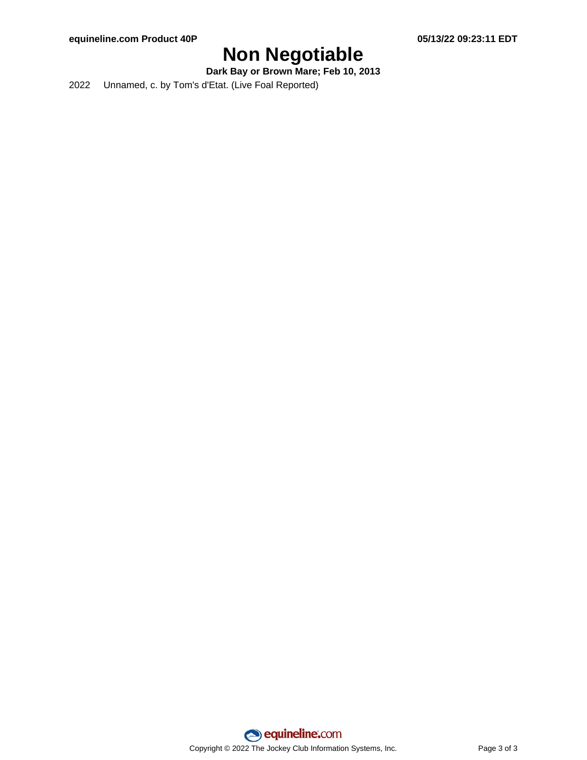# Non Negotiable

**Dark Bay or Brown Mare; Feb 10, 2013**

2022 Unnamed, c. by Tom's d'Etat. (Live Foal Reported)